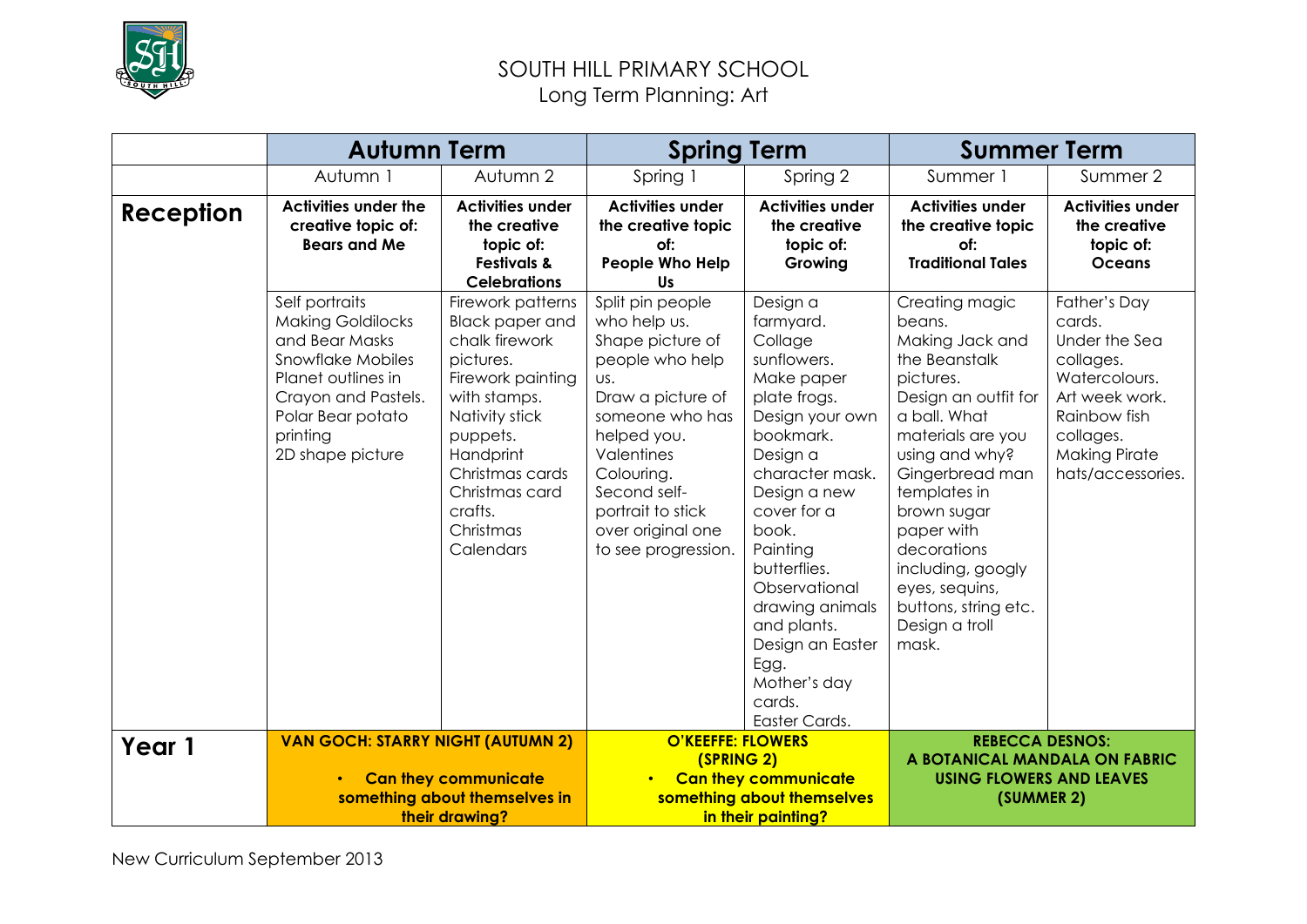# SOUTH HILL PRIMARY SCHOOL

Long Term Planning: Art

| | Autumn Term | | Spring Term | | Summer Term | |
|---|---|---|---|---|---|---|
| | Autumn 1 | Autumn 2 | Spring 1 | Spring 2 | Summer 1 | Summer 2 |
| **Reception** | **Activities under the creative topic of: Bears and Me** | **Activities under the creative topic of: Festivals & Celebrations** | **Activities under the creative topic of: People Who Help Us** | **Activities under the creative topic of: Growing** | **Activities under the creative topic of: Traditional Tales** | **Activities under the creative topic of: Oceans** |
| | Self portraits<br>Making Goldilocks and Bear Masks<br>Snowflake Mobiles<br>Planet outlines in Crayon and Pastels.<br>Polar Bear potato printing<br>2D shape picture | Firework patterns<br>Black paper and chalk firework pictures.<br>Firework painting with stamps.<br>Nativity stick puppets.<br>Handprint Christmas cards<br>Christmas card crafts.<br>Christmas Calendars | Split pin people who help us.<br>Shape picture of people who help us.<br>Draw a picture of someone who has helped you.<br>Valentines Colouring.<br>Second self-portrait to stick over original one to see progression. | Design a farmyard.<br>Collage sunflowers.<br>Make paper plate frogs.<br>Design your own bookmark.<br>Design a character mask.<br>Design a new cover for a book.<br>Painting butterflies.<br>Observational drawing animals and plants.<br>Design an Easter Egg.<br>Mother's day cards.<br>Easter Cards. | Creating magic beans.<br>Making Jack and the Beanstalk pictures.<br>Design an outfit for a ball. What materials are you using and why?<br>Gingerbread man templates in brown sugar paper with decorations including, googly eyes, sequins, buttons, string etc.<br>Design a troll mask. | Father's Day cards.<br>Under the Sea collages.<br>Watercolours.<br>Art week work.<br>Rainbow fish collages.<br>Making Pirate hats/accessories. |
| **Year 1** | **VAN GOCH: STARRY NIGHT (AUTUMN 2)**<br>• **Can they communicate something about themselves in their drawing?** | | **O'KEEFFE: FLOWERS (SPRING 2)**<br>• **Can they communicate something about themselves in their painting?** | | **REBECCA DESNOS: A BOTANICAL MANDALA ON FABRIC USING FLOWERS AND LEAVES (SUMMER 2)** | |

New Curriculum September 2013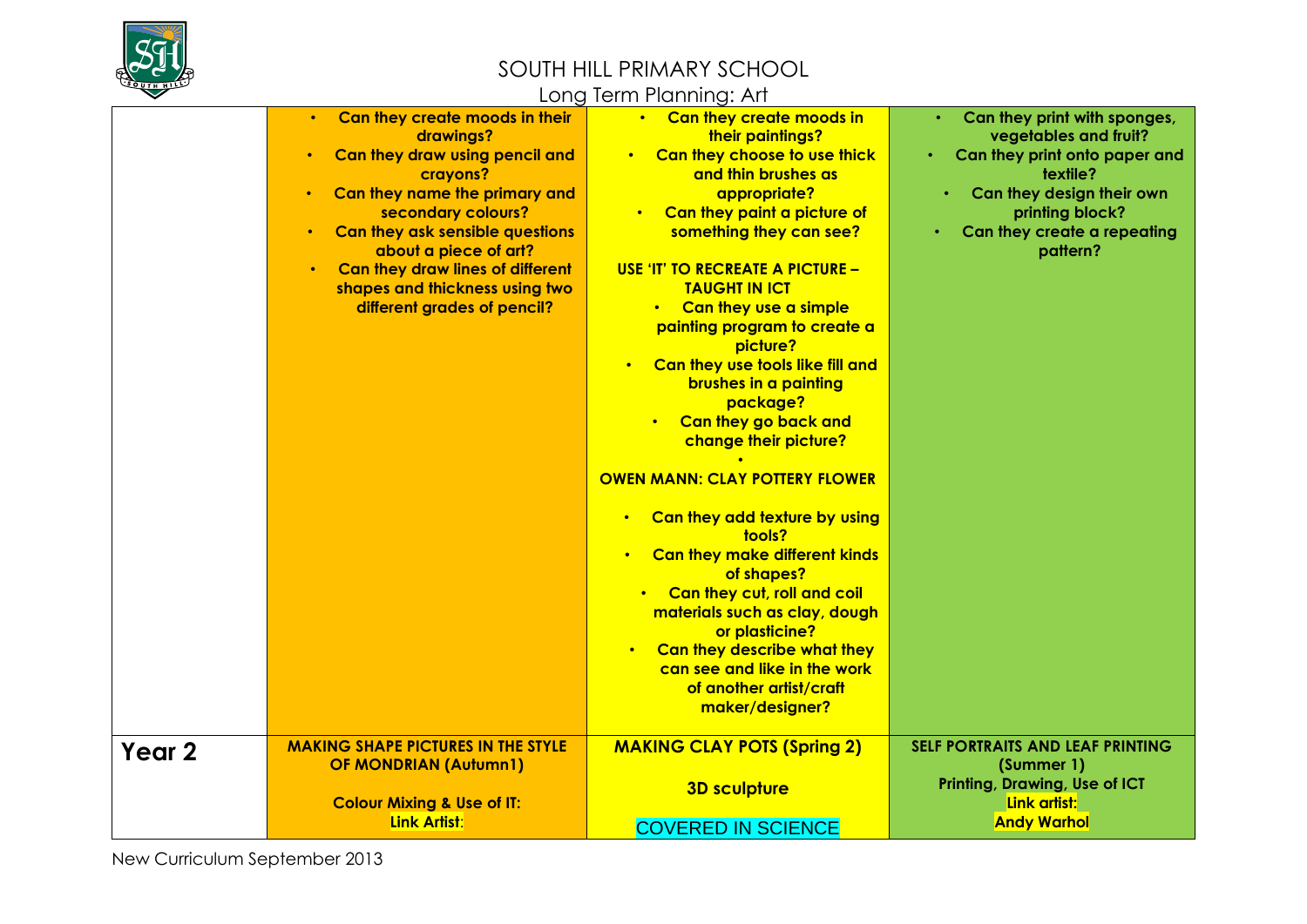# SOUTH HILL PRIMARY SCHOOL

## Long Term Planning: Art

| | | | |
|---|---|---|---|
| | • Can they create moods in their drawings?<br>• Can they draw using pencil and crayons?<br>• Can they name the primary and secondary colours?<br>• Can they ask sensible questions about a piece of art?<br>• Can they draw lines of different shapes and thickness using two different grades of pencil? | • Can they create moods in their paintings?<br>• Can they choose to use thick and thin brushes as appropriate?<br>• Can they paint a picture of something they can see?<br><br>**USE 'IT' TO RECREATE A PICTURE – TAUGHT IN ICT**<br>• Can they use a simple painting program to create a picture?<br>• Can they use tools like fill and brushes in a painting package?<br>• Can they go back and change their picture?<br>•<br>**OWEN MANN: CLAY POTTERY FLOWER**<br><br>• Can they add texture by using tools?<br>• Can they make different kinds of shapes?<br>• Can they cut, roll and coil materials such as clay, dough or plasticine?<br>• Can they describe what they can see and like in the work of another artist/craft maker/designer? | • Can they print with sponges, vegetables and fruit?<br>• Can they print onto paper and textile?<br>• Can they design their own printing block?<br>• Can they create a repeating pattern? |
| **Year 2** | **MAKING SHAPE PICTURES IN THE STYLE OF MONDRIAN (Autumn1)**<br><br>**Colour Mixing & Use of IT:**<br>**Link Artist:** | **MAKING CLAY POTS (Spring 2)**<br><br>**3D sculpture**<br><br>COVERED IN SCIENCE | **SELF PORTRAITS AND LEAF PRINTING (Summer 1)**<br>**Printing, Drawing, Use of ICT**<br>**Link artist:**<br>**Andy Warhol** |

New Curriculum September 2013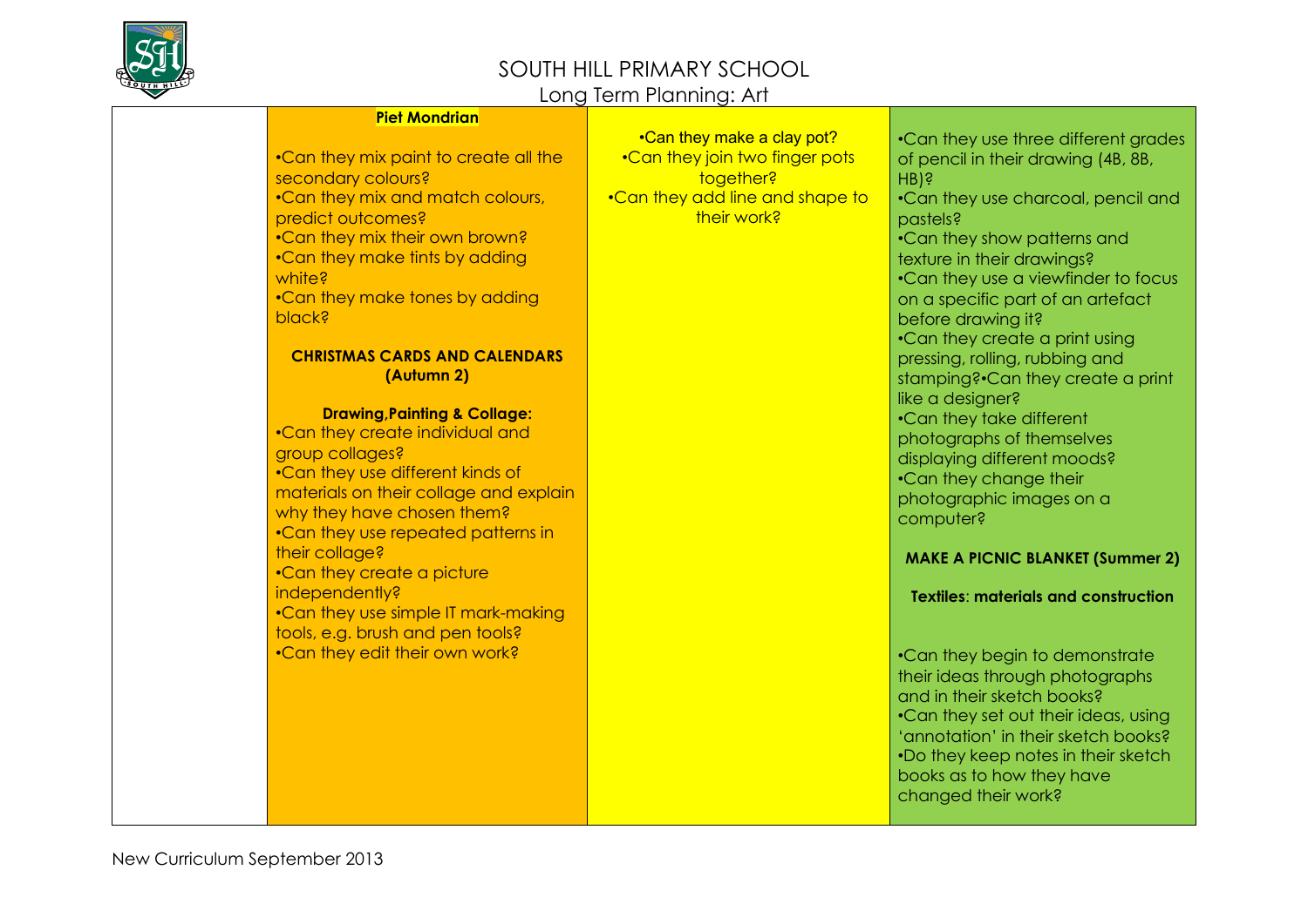# SOUTH HILL PRIMARY SCHOOL

## Long Term Planning: Art

| | | | |
|---|---|---|---|
| | **Piet Mondrian**<br><br>•Can they mix paint to create all the secondary colours?<br>•Can they mix and match colours, predict outcomes?<br>•Can they mix their own brown?<br>•Can they make tints by adding white?<br>•Can they make tones by adding black?<br><br>**CHRISTMAS CARDS AND CALENDARS (Autumn 2)**<br><br>**Drawing,Painting & Collage:**<br>•Can they create individual and group collages?<br>•Can they use different kinds of materials on their collage and explain why they have chosen them?<br>•Can they use repeated patterns in their collage?<br>•Can they create a picture independently?<br>•Can they use simple IT mark-making tools, e.g. brush and pen tools?<br>•Can they edit their own work? | •Can they make a clay pot?<br>•Can they join two finger pots together?<br>•Can they add line and shape to their work? | •Can they use three different grades of pencil in their drawing (4B, 8B, HB)?<br>•Can they use charcoal, pencil and pastels?<br>•Can they show patterns and texture in their drawings?<br>•Can they use a viewfinder to focus on a specific part of an artefact before drawing it?<br>•Can they create a print using pressing, rolling, rubbing and stamping?•Can they create a print like a designer?<br>•Can they take different photographs of themselves displaying different moods?<br>•Can they change their photographic images on a computer?<br><br>**MAKE A PICNIC BLANKET (Summer 2)**<br><br>**Textiles: materials and construction**<br><br>•Can they begin to demonstrate their ideas through photographs and in their sketch books?<br>•Can they set out their ideas, using 'annotation' in their sketch books?<br>•Do they keep notes in their sketch books as to how they have changed their work? |

New Curriculum September 2013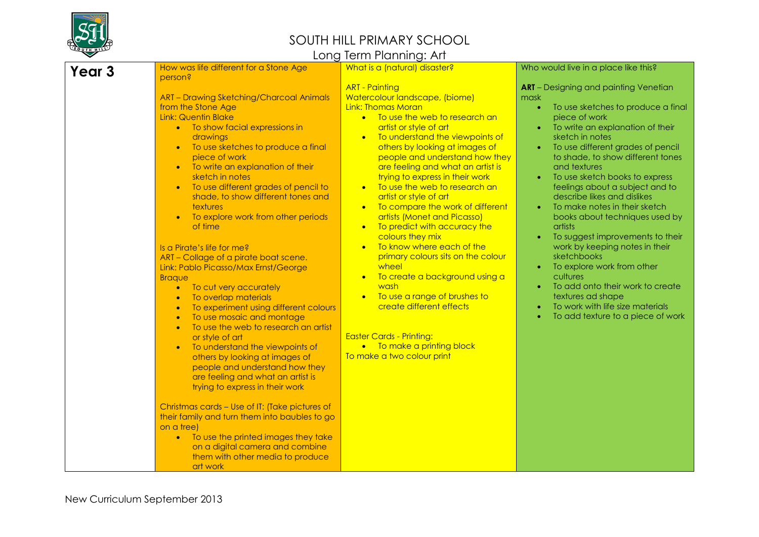# SOUTH HILL PRIMARY SCHOOL

## Long Term Planning: Art

| **Year 3** | How was life different for a Stone Age person?<br><br>ART – Drawing Sketching/Charcoal Animals from the Stone Age<br>Link: Quentin Blake<br>• To show facial expressions in drawings<br>• To use sketches to produce a final piece of work<br>• To write an explanation of their sketch in notes<br>• To use different grades of pencil to shade, to show different tones and textures<br>• To explore work from other periods of time<br><br>Is a Pirate's life for me?<br>ART – Collage of a pirate boat scene.<br>Link: Pablo Picasso/Max Ernst/George Braque<br>• To cut very accurately<br>• To overlap materials<br>• To experiment using different colours<br>• To use mosaic and montage<br>• To use the web to research an artist or style of art<br>• To understand the viewpoints of others by looking at images of people and understand how they are feeling and what an artist is trying to express in their work<br><br>Christmas cards – Use of IT: (Take pictures of their family and turn them into baubles to go on a tree)<br>• To use the printed images they take on a digital camera and combine them with other media to produce art work | What is a (natural) disaster?<br><br>ART - Painting<br>Watercolour landscape, (biome)<br>Link: Thomas Moran<br>• To use the web to research an artist or style of art<br>• To understand the viewpoints of others by looking at images of people and understand how they are feeling and what an artist is trying to express in their work<br>• To use the web to research an artist or style of art<br>• To compare the work of different artists (Monet and Picasso)<br>• To predict with accuracy the colours they mix<br>• To know where each of the primary colours sits on the colour wheel<br>• To create a background using a wash<br>• To use a range of brushes to create different effects<br><br>Easter Cards - Printing:<br>• To make a printing block<br>To make a two colour print | Who would live in a place like this?<br><br>**ART** – Designing and painting Venetian mask<br>• To use sketches to produce a final piece of work<br>• To write an explanation of their sketch in notes<br>• To use different grades of pencil to shade, to show different tones and textures<br>• To use sketch books to express feelings about a subject and to describe likes and dislikes<br>• To make notes in their sketch books about techniques used by artists<br>• To suggest improvements to their work by keeping notes in their sketchbooks<br>• To explore work from other cultures<br>• To add onto their work to create textures ad shape<br>• To work with life size materials<br>• To add texture to a piece of work |
|---|---|---|---|

New Curriculum September 2013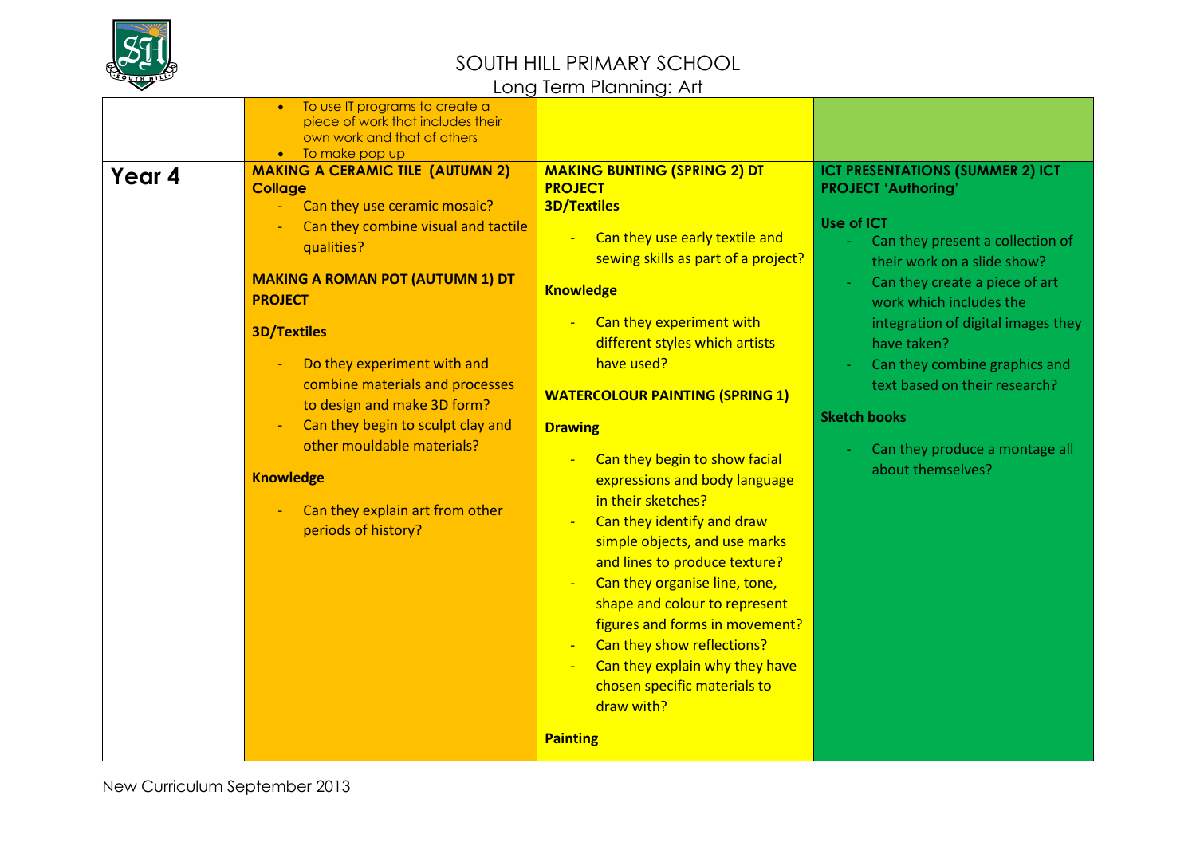# SOUTH HILL PRIMARY SCHOOL

## Long Term Planning: Art

| | | | |
|---|---|---|---|
| | • To use IT programs to create a piece of work that includes their own work and that of others<br>• To make pop up | | |
| **Year 4** | **MAKING A CERAMIC TILE (AUTUMN 2)**<br>**Collage**<br>- Can they use ceramic mosaic?<br>- Can they combine visual and tactile qualities?<br><br>**MAKING A ROMAN POT (AUTUMN 1) DT PROJECT**<br><br>**3D/Textiles**<br>- Do they experiment with and combine materials and processes to design and make 3D form?<br>- Can they begin to sculpt clay and other mouldable materials?<br><br>**Knowledge**<br>- Can they explain art from other periods of history? | **MAKING BUNTING (SPRING 2) DT PROJECT**<br>**3D/Textiles**<br>- Can they use early textile and sewing skills as part of a project?<br><br>**Knowledge**<br>- Can they experiment with different styles which artists have used?<br><br>**WATERCOLOUR PAINTING (SPRING 1)**<br><br>**Drawing**<br>- Can they begin to show facial expressions and body language in their sketches?<br>- Can they identify and draw simple objects, and use marks and lines to produce texture?<br>- Can they organise line, tone, shape and colour to represent figures and forms in movement?<br>- Can they show reflections?<br>- Can they explain why they have chosen specific materials to draw with?<br><br>**Painting** | **ICT PRESENTATIONS (SUMMER 2) ICT PROJECT 'Authoring'**<br><br>**Use of ICT**<br>- Can they present a collection of their work on a slide show?<br>- Can they create a piece of art work which includes the integration of digital images they have taken?<br>- Can they combine graphics and text based on their research?<br><br>**Sketch books**<br>- Can they produce a montage all about themselves? |

New Curriculum September 2013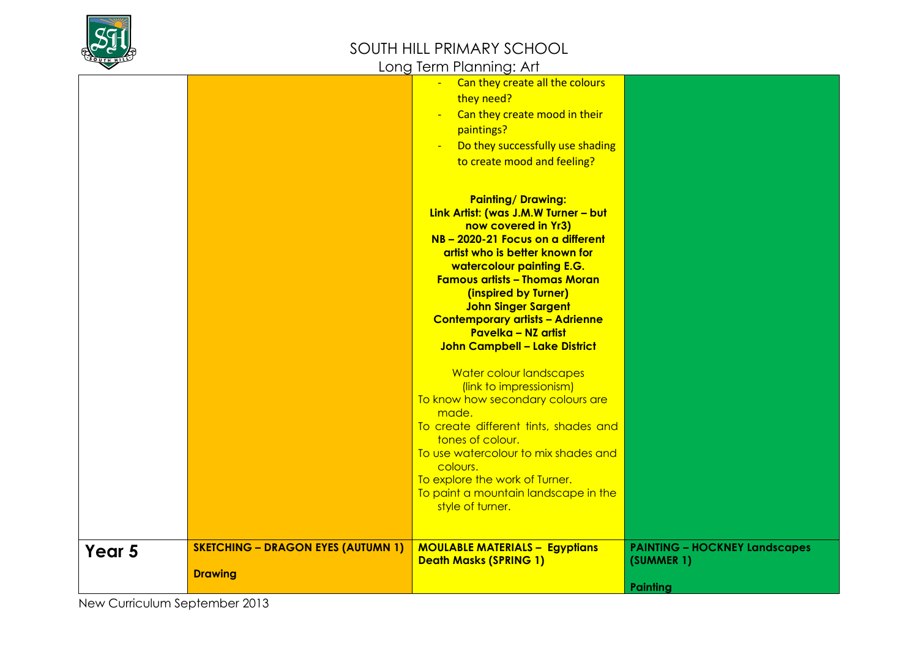# SOUTH HILL PRIMARY SCHOOL

## Long Term Planning: Art

| | | | |
|---|---|---|---|
| | | - Can they create all the colours they need?<br>- Can they create mood in their paintings?<br>- Do they successfully use shading to create mood and feeling?<br><br>**Painting/ Drawing:**<br>**Link Artist: (was J.M.W Turner – but now covered in Yr3)**<br>**NB – 2020-21 Focus on a different artist who is better known for watercolour painting E.G.**<br>**Famous artists – Thomas Moran (inspired by Turner)**<br>**John Singer Sargent**<br>**Contemporary artists – Adrienne Pavelka – NZ artist**<br>**John Campbell – Lake District**<br><br>Water colour landscapes (link to impressionism)<br>To know how secondary colours are made.<br>To create different tints, shades and tones of colour.<br>To use watercolour to mix shades and colours.<br>To explore the work of Turner.<br>To paint a mountain landscape in the style of turner. | |
| **Year 5** | **SKETCHING – DRAGON EYES (AUTUMN 1)**<br><br>**Drawing** | **MOULABLE MATERIALS – Egyptians Death Masks (SPRING 1)** | **PAINTING – HOCKNEY Landscapes (SUMMER 1)**<br><br>**Painting** |

New Curriculum September 2013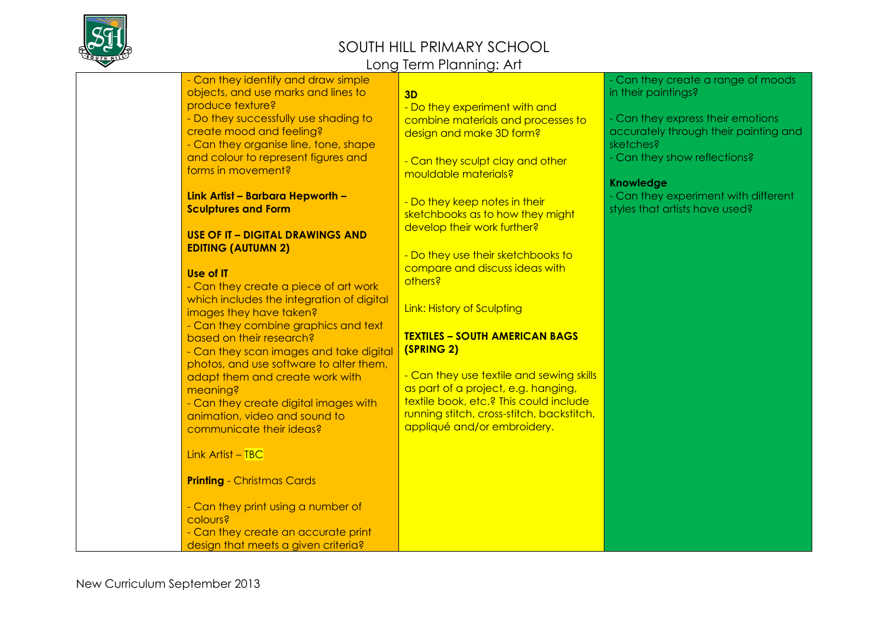# SOUTH HILL PRIMARY SCHOOL

## Long Term Planning: Art

| | | | |
|---|---|---|---|
| | - Can they identify and draw simple objects, and use marks and lines to produce texture?<br>- Do they successfully use shading to create mood and feeling?<br>- Can they organise line, tone, shape and colour to represent figures and forms in movement?<br><br>**Link Artist – Barbara Hepworth – Sculptures and Form**<br><br>**USE OF IT – DIGITAL DRAWINGS AND EDITING (AUTUMN 2)**<br><br>**Use of IT**<br>- Can they create a piece of art work which includes the integration of digital images they have taken?<br>- Can they combine graphics and text based on their research?<br>- Can they scan images and take digital photos, and use software to alter them, adapt them and create work with meaning?<br>- Can they create digital images with animation, video and sound to communicate their ideas?<br><br>Link Artist – TBC<br><br>**Printing** - Christmas Cards<br><br>- Can they print using a number of colours?<br>- Can they create an accurate print design that meets a given criteria? | **3D**<br>- Do they experiment with and combine materials and processes to design and make 3D form?<br><br>- Can they sculpt clay and other mouldable materials?<br><br>- Do they keep notes in their sketchbooks as to how they might develop their work further?<br><br>- Do they use their sketchbooks to compare and discuss ideas with others?<br><br>Link: History of Sculpting<br><br>**TEXTILES – SOUTH AMERICAN BAGS (SPRING 2)**<br><br>- Can they use textile and sewing skills as part of a project, e.g. hanging, textile book, etc.? This could include running stitch, cross-stitch, backstitch, appliqué and/or embroidery. | - Can they create a range of moods in their paintings?<br><br>- Can they express their emotions accurately through their painting and sketches?<br>- Can they show reflections?<br><br>**Knowledge**<br>- Can they experiment with different styles that artists have used? |

New Curriculum September 2013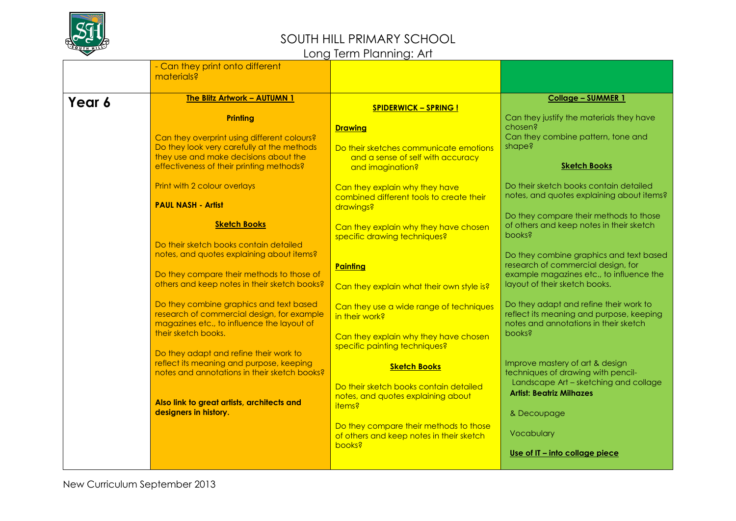# SOUTH HILL PRIMARY SCHOOL

## Long Term Planning: Art

| | | | |
|---|---|---|---|
| | - Can they print onto different materials? | | |
| **Year 6** | **The Blitz Artwork – AUTUMN 1**<br><br>**Printing**<br><br>Can they overprint using different colours?<br>Do they look very carefully at the methods they use and make decisions about the effectiveness of their printing methods?<br><br>Print with 2 colour overlays<br><br>**PAUL NASH - Artist**<br><br>**Sketch Books**<br><br>Do their sketch books contain detailed notes, and quotes explaining about items?<br><br>Do they compare their methods to those of others and keep notes in their sketch books?<br><br>Do they combine graphics and text based research of commercial design, for example magazines etc., to influence the layout of their sketch books.<br><br>Do they adapt and refine their work to reflect its meaning and purpose, keeping notes and annotations in their sketch books?<br><br>**Also link to great artists, architects and designers in history.** | **SPIDERWICK – SPRING !**<br><br>**Drawing**<br><br>Do their sketches communicate emotions and a sense of self with accuracy and imagination?<br><br>Can they explain why they have combined different tools to create their drawings?<br><br>Can they explain why they have chosen specific drawing techniques?<br><br>**Painting**<br><br>Can they explain what their own style is?<br><br>Can they use a wide range of techniques in their work?<br><br>Can they explain why they have chosen specific painting techniques?<br><br>**Sketch Books**<br><br>Do their sketch books contain detailed notes, and quotes explaining about items?<br><br>Do they compare their methods to those of others and keep notes in their sketch books? | **Collage – SUMMER 1**<br><br>Can they justify the materials they have chosen?<br>Can they combine pattern, tone and shape?<br><br>**Sketch Books**<br><br>Do their sketch books contain detailed notes, and quotes explaining about items?<br><br>Do they compare their methods to those of others and keep notes in their sketch books?<br><br>Do they combine graphics and text based research of commercial design, for example magazines etc., to influence the layout of their sketch books.<br><br>Do they adapt and refine their work to reflect its meaning and purpose, keeping notes and annotations in their sketch books?<br><br>Improve mastery of art & design techniques of drawing with pencil- Landscape Art – sketching and collage<br>**Artist: Beatriz Milhazes**<br><br>& Decoupage<br><br>Vocabulary<br><br>**Use of IT – into collage piece** |

New Curriculum September 2013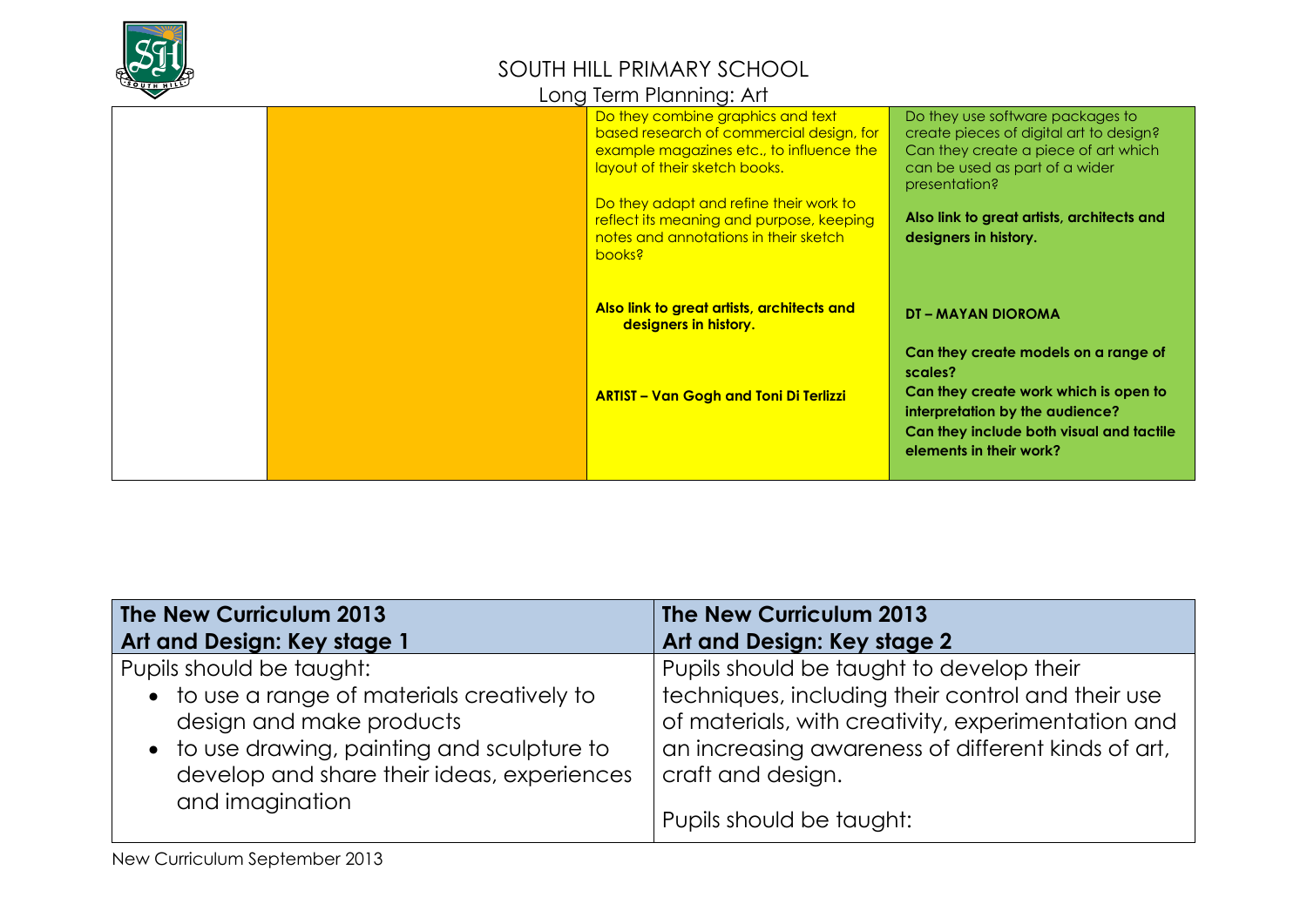# SOUTH HILL PRIMARY SCHOOL

## Long Term Planning: Art

| | | | |
|---|---|---|---|
| | | Do they combine graphics and text based research of commercial design, for example magazines etc., to influence the layout of their sketch books.<br><br>Do they adapt and refine their work to reflect its meaning and purpose, keeping notes and annotations in their sketch books?<br><br>**Also link to great artists, architects and designers in history.**<br><br>**ARTIST – Van Gogh and Toni Di Terlizzi** | Do they use software packages to create pieces of digital art to design? Can they create a piece of art which can be used as part of a wider presentation?<br><br>**Also link to great artists, architects and designers in history.**<br><br>**DT – MAYAN DIOROMA**<br><br>**Can they create models on a range of scales?**<br>**Can they create work which is open to interpretation by the audience?**<br>**Can they include both visual and tactile elements in their work?** |

| **The New Curriculum 2013**<br>**Art and Design: Key stage 1** | **The New Curriculum 2013**<br>**Art and Design: Key stage 2** |
|---|---|
| Pupils should be taught:<br>• to use a range of materials creatively to design and make products<br>• to use drawing, painting and sculpture to develop and share their ideas, experiences and imagination | Pupils should be taught to develop their techniques, including their control and their use of materials, with creativity, experimentation and an increasing awareness of different kinds of art, craft and design.<br><br>Pupils should be taught: |

New Curriculum September 2013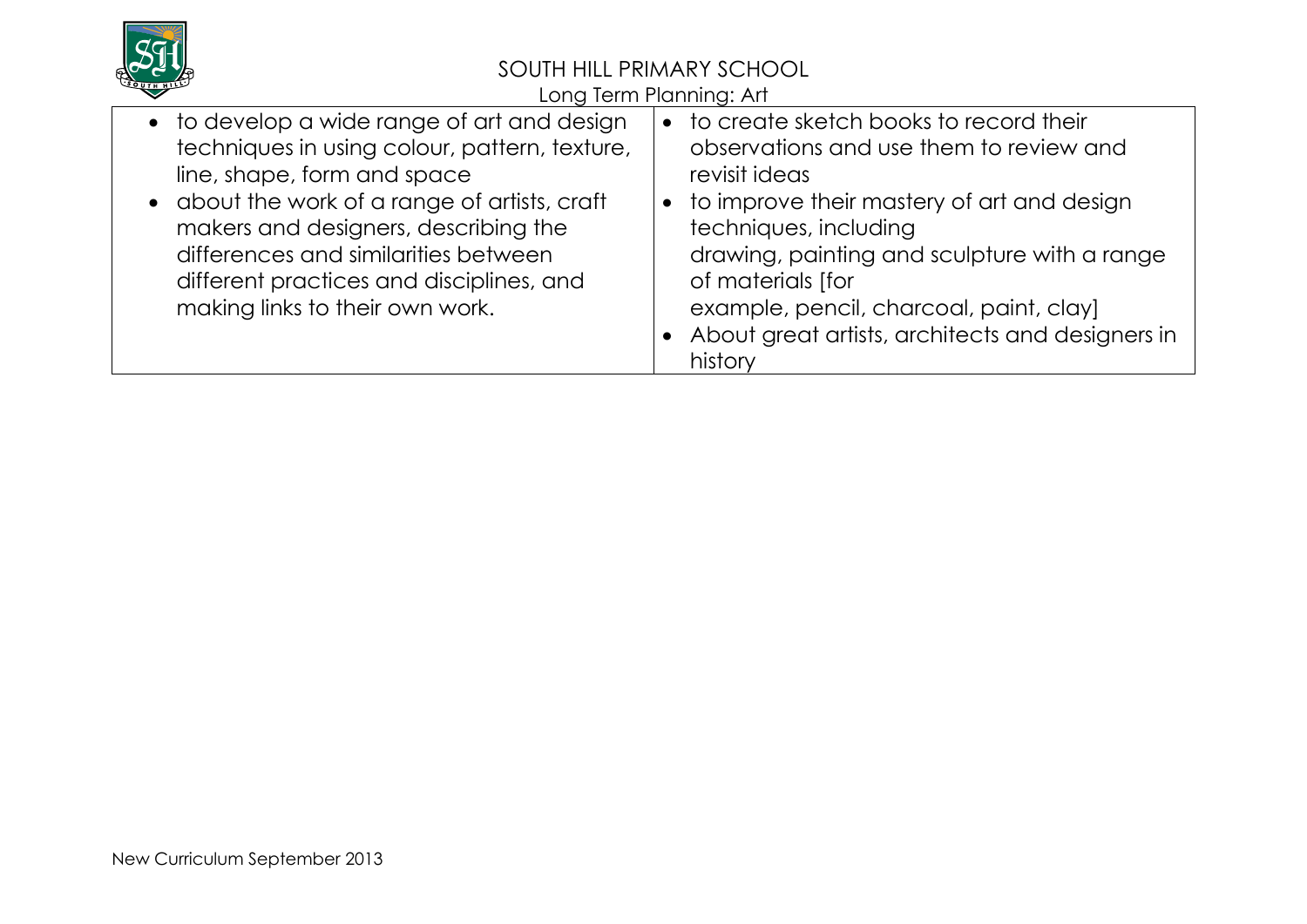| | |
|---|---|
| • to develop a wide range of art and design techniques in using colour, pattern, texture, line, shape, form and space<br>• about the work of a range of artists, craft makers and designers, describing the differences and similarities between different practices and disciplines, and making links to their own work. | • to create sketch books to record their observations and use them to review and revisit ideas<br>• to improve their mastery of art and design techniques, including drawing, painting and sculpture with a range of materials [for example, pencil, charcoal, paint, clay]<br>• About great artists, architects and designers in history |